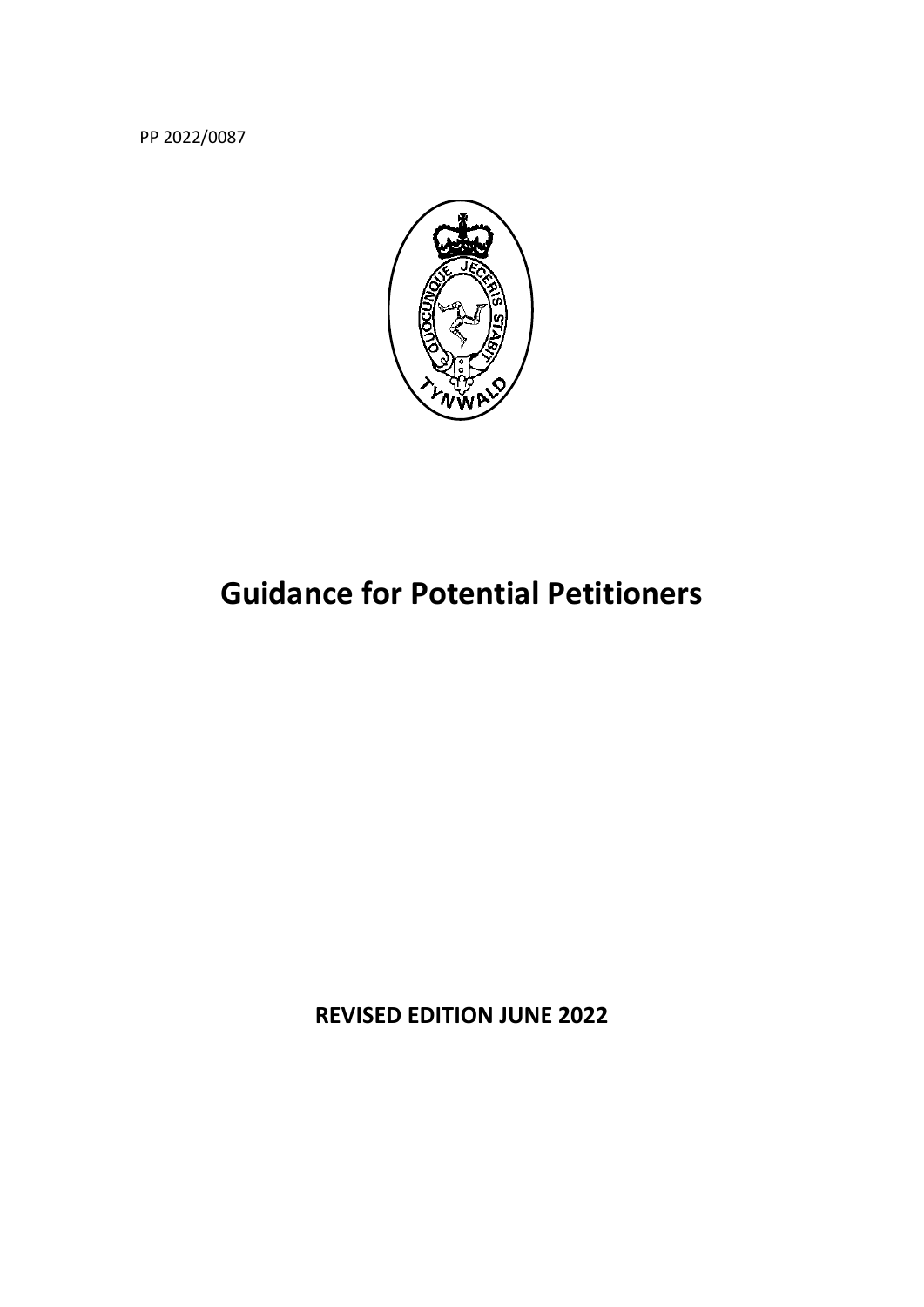PP 2022/0087

# Guidance for Potential Petitioners

**REVISED EDITION JUNE 2022**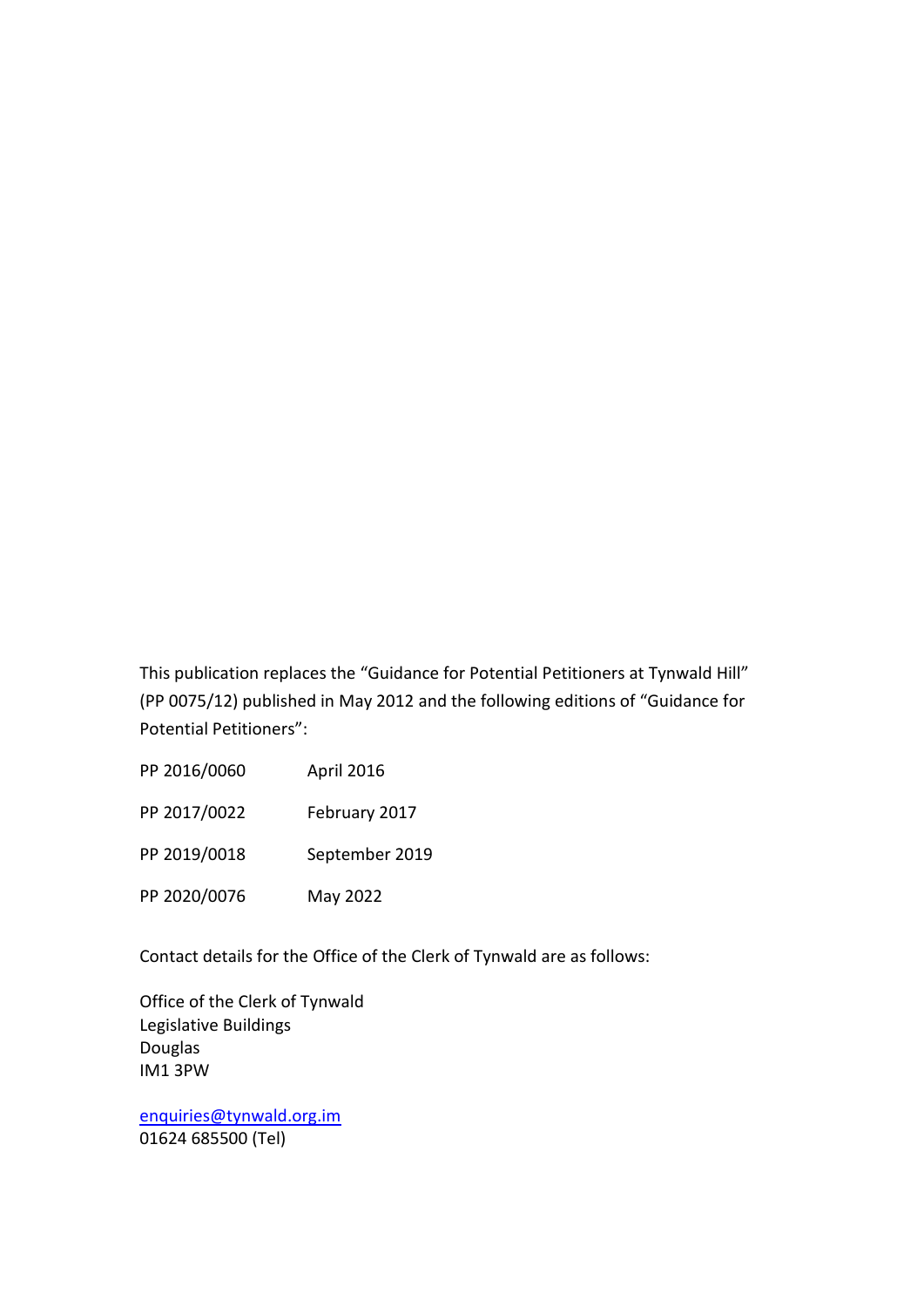This publication replaces the "Guidance for Potential Petitioners at Tynwald Hill" (PP 0075/12) published in May 2012 and the following editions of "Guidance for Potential Petitioners":

| | |
|---|---|
| PP 2016/0060 | April 2016 |
| PP 2017/0022 | February 2017 |
| PP 2019/0018 | September 2019 |
| PP 2020/0076 | May 2022 |

Contact details for the Office of the Clerk of Tynwald are as follows:

Office of the Clerk of Tynwald
Legislative Buildings
Douglas
IM1 3PW

[enquiries@tynwald.org.im](mailto:enquiries@tynwald.org.im)
01624 685500 (Tel)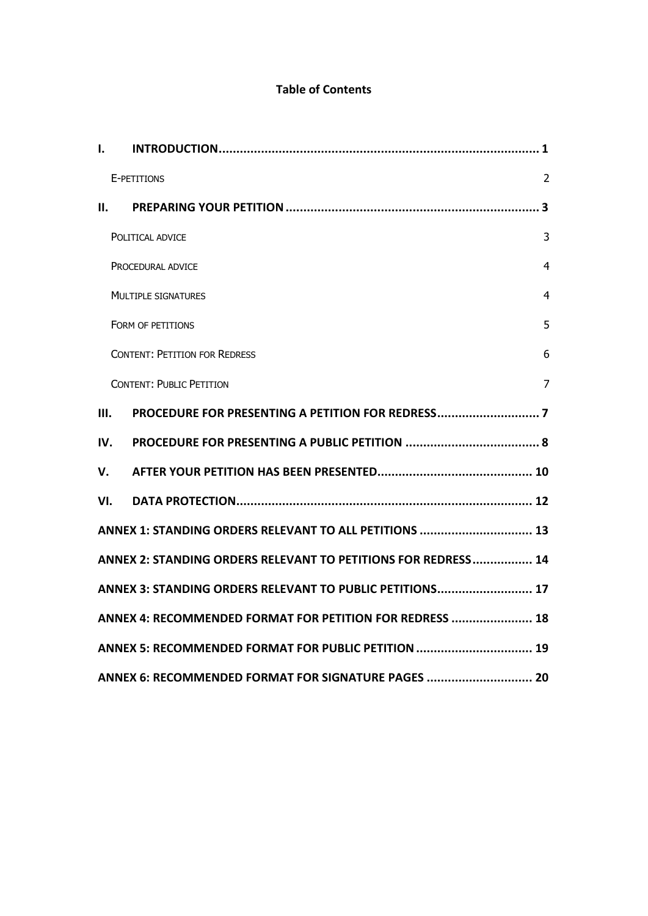**Table of Contents**

**I. INTRODUCTION** .......... **1**

E-PETITIONS .......... 2

**II. PREPARING YOUR PETITION** .......... **3**

POLITICAL ADVICE .......... 3

PROCEDURAL ADVICE .......... 4

MULTIPLE SIGNATURES .......... 4

FORM OF PETITIONS .......... 5

CONTENT: PETITION FOR REDRESS .......... 6

CONTENT: PUBLIC PETITION .......... 7

**III. PROCEDURE FOR PRESENTING A PETITION FOR REDRESS** .......... **7**

**IV. PROCEDURE FOR PRESENTING A PUBLIC PETITION** .......... **8**

**V. AFTER YOUR PETITION HAS BEEN PRESENTED** .......... **10**

**VI. DATA PROTECTION** .......... **12**

**ANNEX 1: STANDING ORDERS RELEVANT TO ALL PETITIONS** .......... **13**

**ANNEX 2: STANDING ORDERS RELEVANT TO PETITIONS FOR REDRESS** .......... **14**

**ANNEX 3: STANDING ORDERS RELEVANT TO PUBLIC PETITIONS** .......... **17**

**ANNEX 4: RECOMMENDED FORMAT FOR PETITION FOR REDRESS** .......... **18**

**ANNEX 5: RECOMMENDED FORMAT FOR PUBLIC PETITION** .......... **19**

**ANNEX 6: RECOMMENDED FORMAT FOR SIGNATURE PAGES** .......... **20**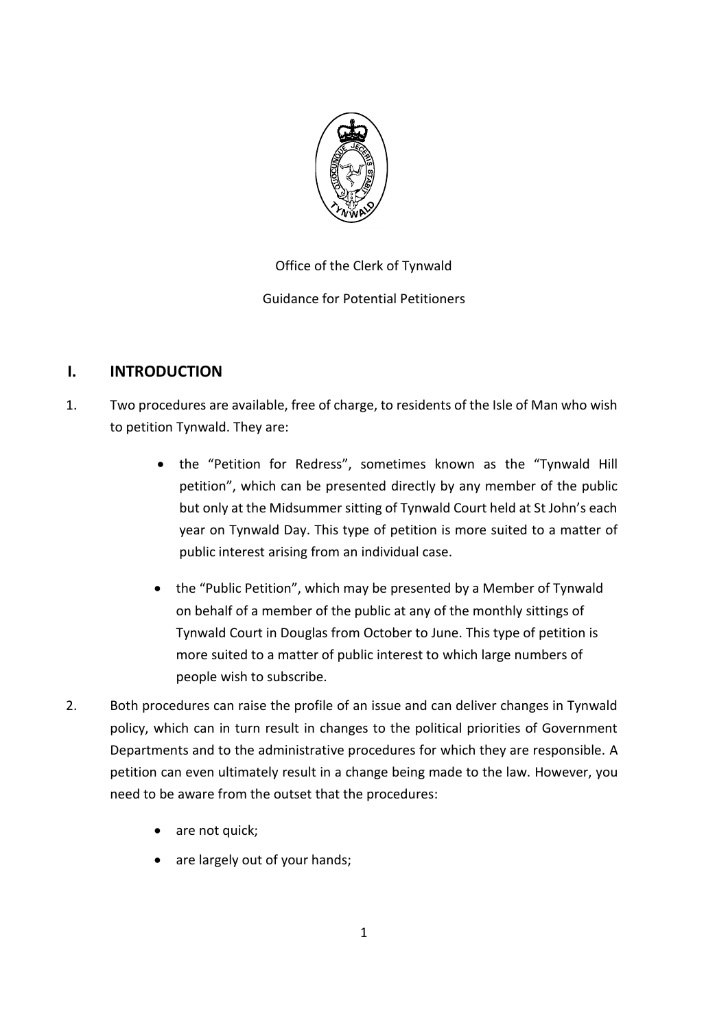Office of the Clerk of Tynwald

Guidance for Potential Petitioners

## I. INTRODUCTION

1. Two procedures are available, free of charge, to residents of the Isle of Man who wish to petition Tynwald. They are:

   - the "Petition for Redress", sometimes known as the "Tynwald Hill petition", which can be presented directly by any member of the public but only at the Midsummer sitting of Tynwald Court held at St John's each year on Tynwald Day. This type of petition is more suited to a matter of public interest arising from an individual case.

   - the "Public Petition", which may be presented by a Member of Tynwald on behalf of a member of the public at any of the monthly sittings of Tynwald Court in Douglas from October to June. This type of petition is more suited to a matter of public interest to which large numbers of people wish to subscribe.

2. Both procedures can raise the profile of an issue and can deliver changes in Tynwald policy, which can in turn result in changes to the political priorities of Government Departments and to the administrative procedures for which they are responsible. A petition can even ultimately result in a change being made to the law. However, you need to be aware from the outset that the procedures:

   - are not quick;
   - are largely out of your hands;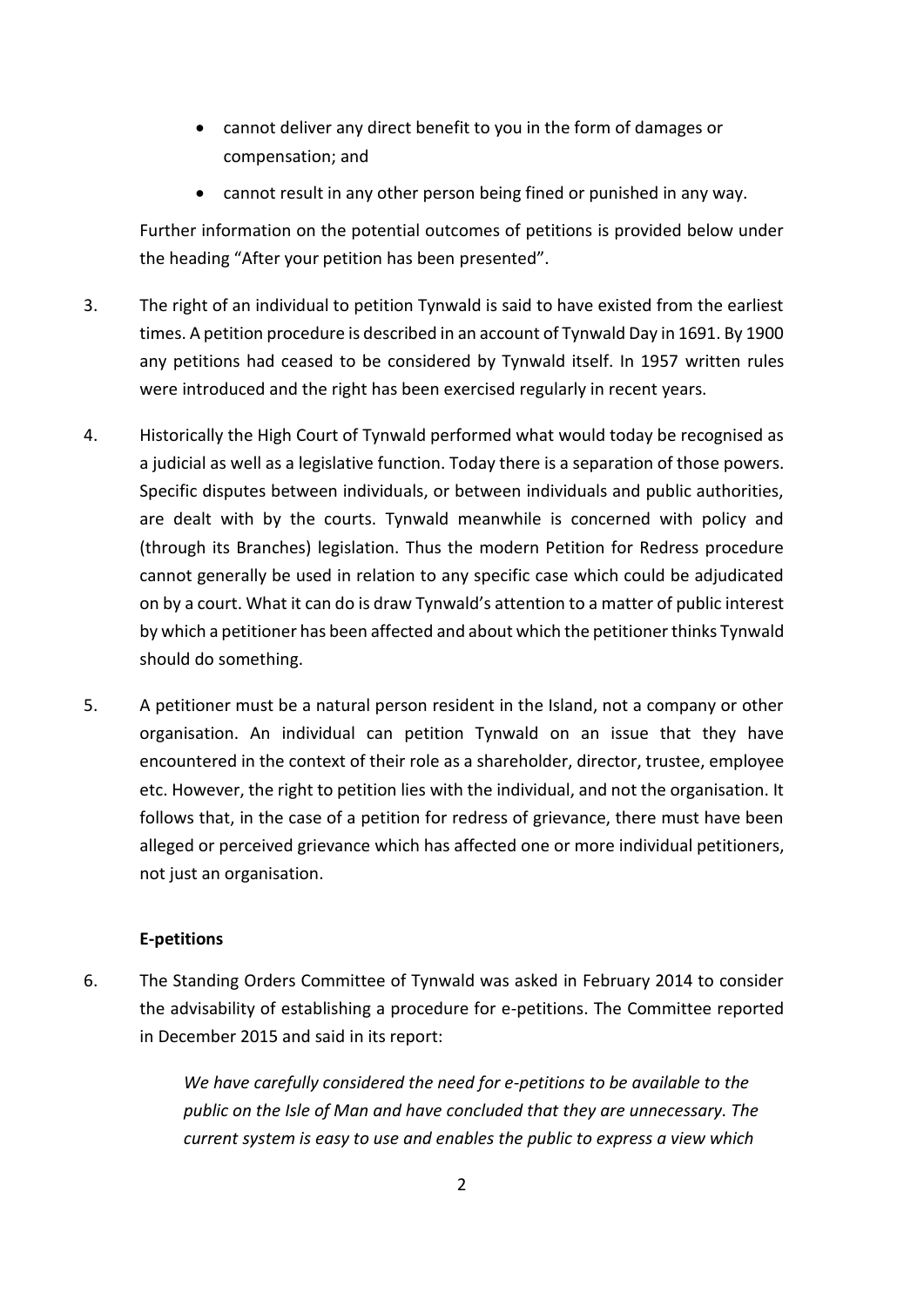- cannot deliver any direct benefit to you in the form of damages or compensation; and
- cannot result in any other person being fined or punished in any way.

Further information on the potential outcomes of petitions is provided below under the heading "After your petition has been presented".

3. The right of an individual to petition Tynwald is said to have existed from the earliest times. A petition procedure is described in an account of Tynwald Day in 1691. By 1900 any petitions had ceased to be considered by Tynwald itself. In 1957 written rules were introduced and the right has been exercised regularly in recent years.

4. Historically the High Court of Tynwald performed what would today be recognised as a judicial as well as a legislative function. Today there is a separation of those powers. Specific disputes between individuals, or between individuals and public authorities, are dealt with by the courts. Tynwald meanwhile is concerned with policy and (through its Branches) legislation. Thus the modern Petition for Redress procedure cannot generally be used in relation to any specific case which could be adjudicated on by a court. What it can do is draw Tynwald's attention to a matter of public interest by which a petitioner has been affected and about which the petitioner thinks Tynwald should do something.

5. A petitioner must be a natural person resident in the Island, not a company or other organisation. An individual can petition Tynwald on an issue that they have encountered in the context of their role as a shareholder, director, trustee, employee etc. However, the right to petition lies with the individual, and not the organisation. It follows that, in the case of a petition for redress of grievance, there must have been alleged or perceived grievance which has affected one or more individual petitioners, not just an organisation.

**E-petitions**

6. The Standing Orders Committee of Tynwald was asked in February 2014 to consider the advisability of establishing a procedure for e-petitions. The Committee reported in December 2015 and said in its report:

> *We have carefully considered the need for e-petitions to be available to the public on the Isle of Man and have concluded that they are unnecessary. The current system is easy to use and enables the public to express a view which*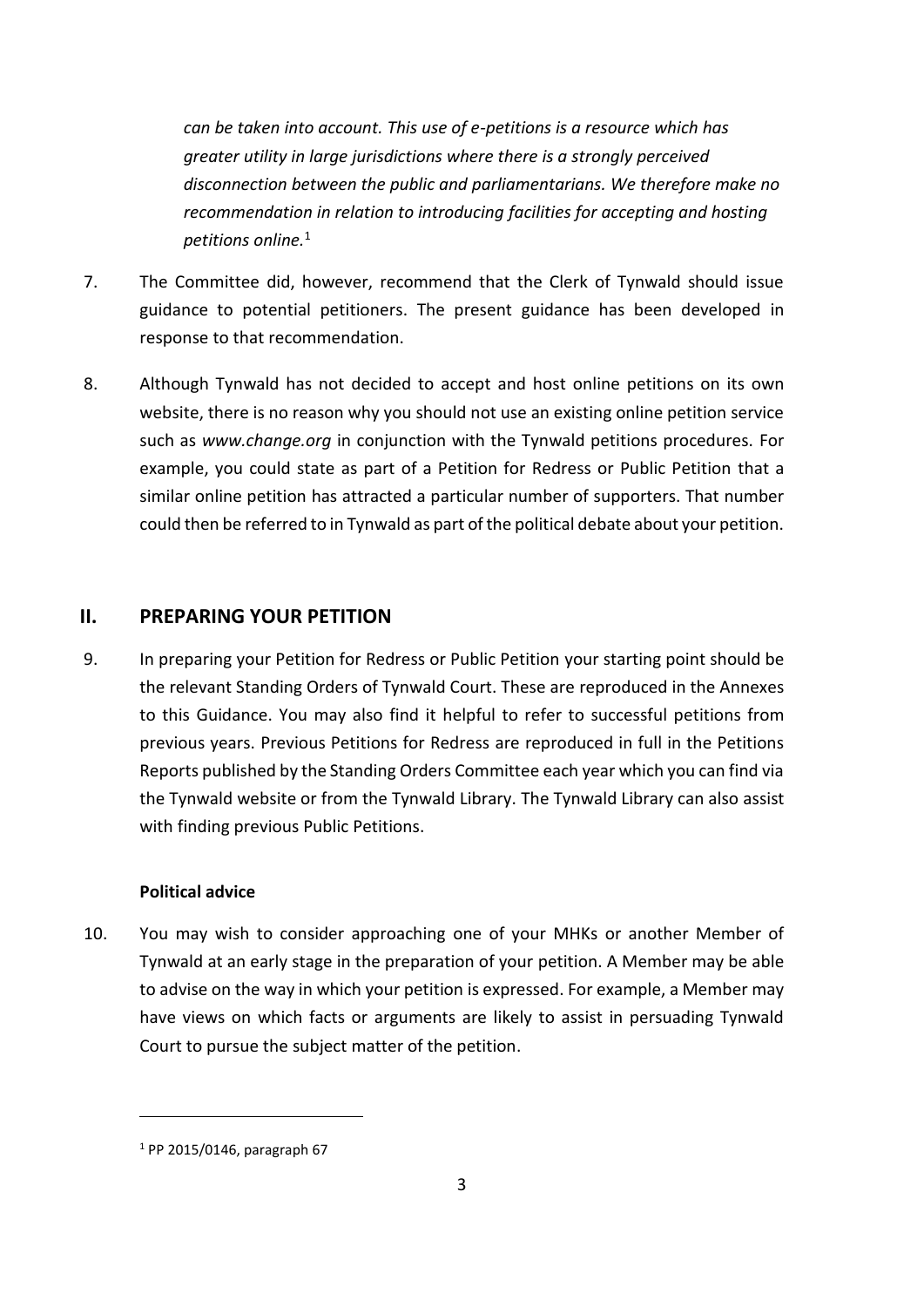*can be taken into account. This use of e-petitions is a resource which has greater utility in large jurisdictions where there is a strongly perceived disconnection between the public and parliamentarians. We therefore make no recommendation in relation to introducing facilities for accepting and hosting petitions online.*[1]

7. The Committee did, however, recommend that the Clerk of Tynwald should issue guidance to potential petitioners. The present guidance has been developed in response to that recommendation.

8. Although Tynwald has not decided to accept and host online petitions on its own website, there is no reason why you should not use an existing online petition service such as *www.change.org* in conjunction with the Tynwald petitions procedures. For example, you could state as part of a Petition for Redress or Public Petition that a similar online petition has attracted a particular number of supporters. That number could then be referred to in Tynwald as part of the political debate about your petition.

## II. PREPARING YOUR PETITION

9. In preparing your Petition for Redress or Public Petition your starting point should be the relevant Standing Orders of Tynwald Court. These are reproduced in the Annexes to this Guidance. You may also find it helpful to refer to successful petitions from previous years. Previous Petitions for Redress are reproduced in full in the Petitions Reports published by the Standing Orders Committee each year which you can find via the Tynwald website or from the Tynwald Library. The Tynwald Library can also assist with finding previous Public Petitions.

### Political advice

10. You may wish to consider approaching one of your MHKs or another Member of Tynwald at an early stage in the preparation of your petition. A Member may be able to advise on the way in which your petition is expressed. For example, a Member may have views on which facts or arguments are likely to assist in persuading Tynwald Court to pursue the subject matter of the petition.

---

[1] PP 2015/0146, paragraph 67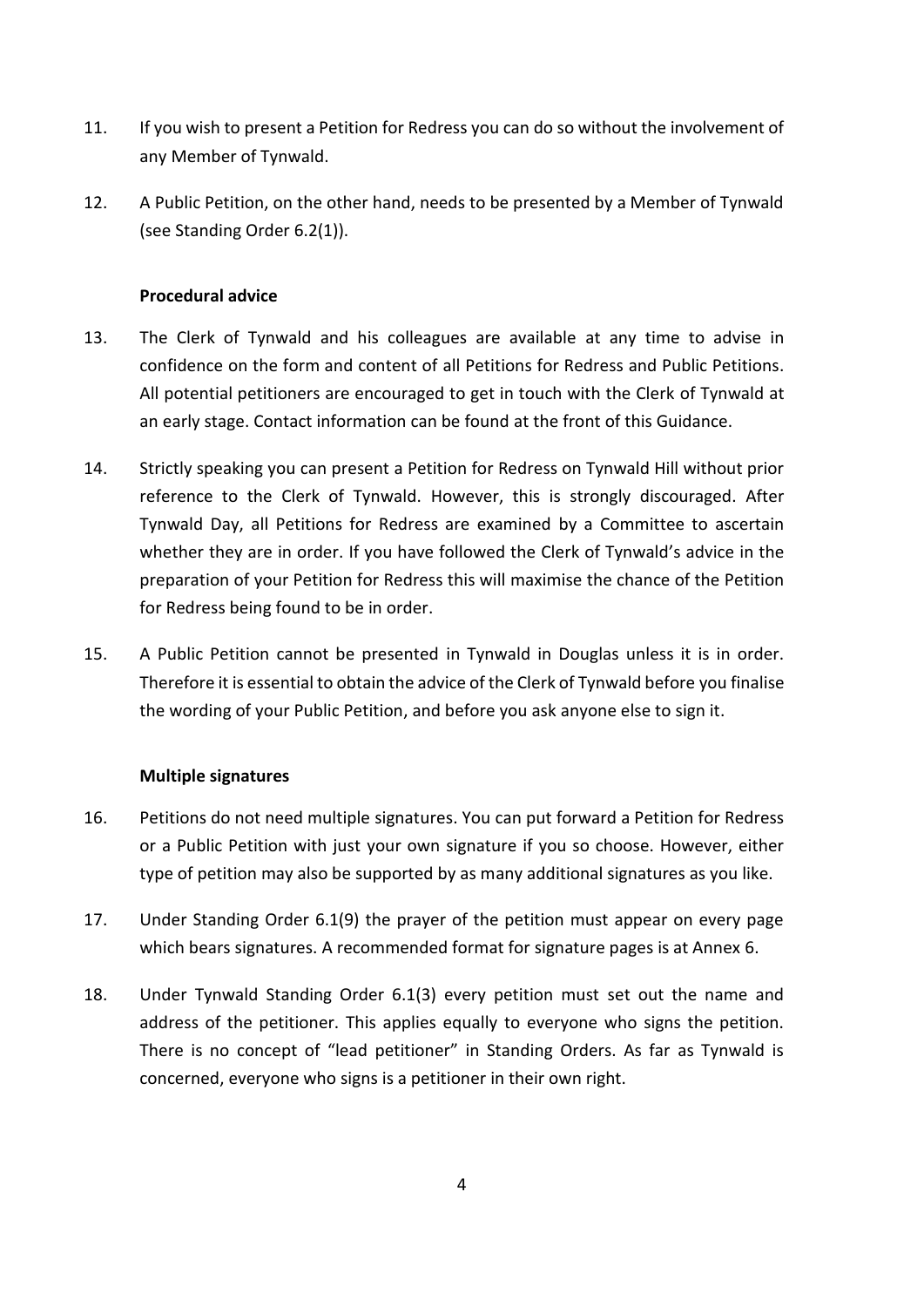11. If you wish to present a Petition for Redress you can do so without the involvement of any Member of Tynwald.

12. A Public Petition, on the other hand, needs to be presented by a Member of Tynwald (see Standing Order 6.2(1)).

### Procedural advice

13. The Clerk of Tynwald and his colleagues are available at any time to advise in confidence on the form and content of all Petitions for Redress and Public Petitions. All potential petitioners are encouraged to get in touch with the Clerk of Tynwald at an early stage. Contact information can be found at the front of this Guidance.

14. Strictly speaking you can present a Petition for Redress on Tynwald Hill without prior reference to the Clerk of Tynwald. However, this is strongly discouraged. After Tynwald Day, all Petitions for Redress are examined by a Committee to ascertain whether they are in order. If you have followed the Clerk of Tynwald's advice in the preparation of your Petition for Redress this will maximise the chance of the Petition for Redress being found to be in order.

15. A Public Petition cannot be presented in Tynwald in Douglas unless it is in order. Therefore it is essential to obtain the advice of the Clerk of Tynwald before you finalise the wording of your Public Petition, and before you ask anyone else to sign it.

### Multiple signatures

16. Petitions do not need multiple signatures. You can put forward a Petition for Redress or a Public Petition with just your own signature if you so choose. However, either type of petition may also be supported by as many additional signatures as you like.

17. Under Standing Order 6.1(9) the prayer of the petition must appear on every page which bears signatures. A recommended format for signature pages is at Annex 6.

18. Under Tynwald Standing Order 6.1(3) every petition must set out the name and address of the petitioner. This applies equally to everyone who signs the petition. There is no concept of "lead petitioner" in Standing Orders. As far as Tynwald is concerned, everyone who signs is a petitioner in their own right.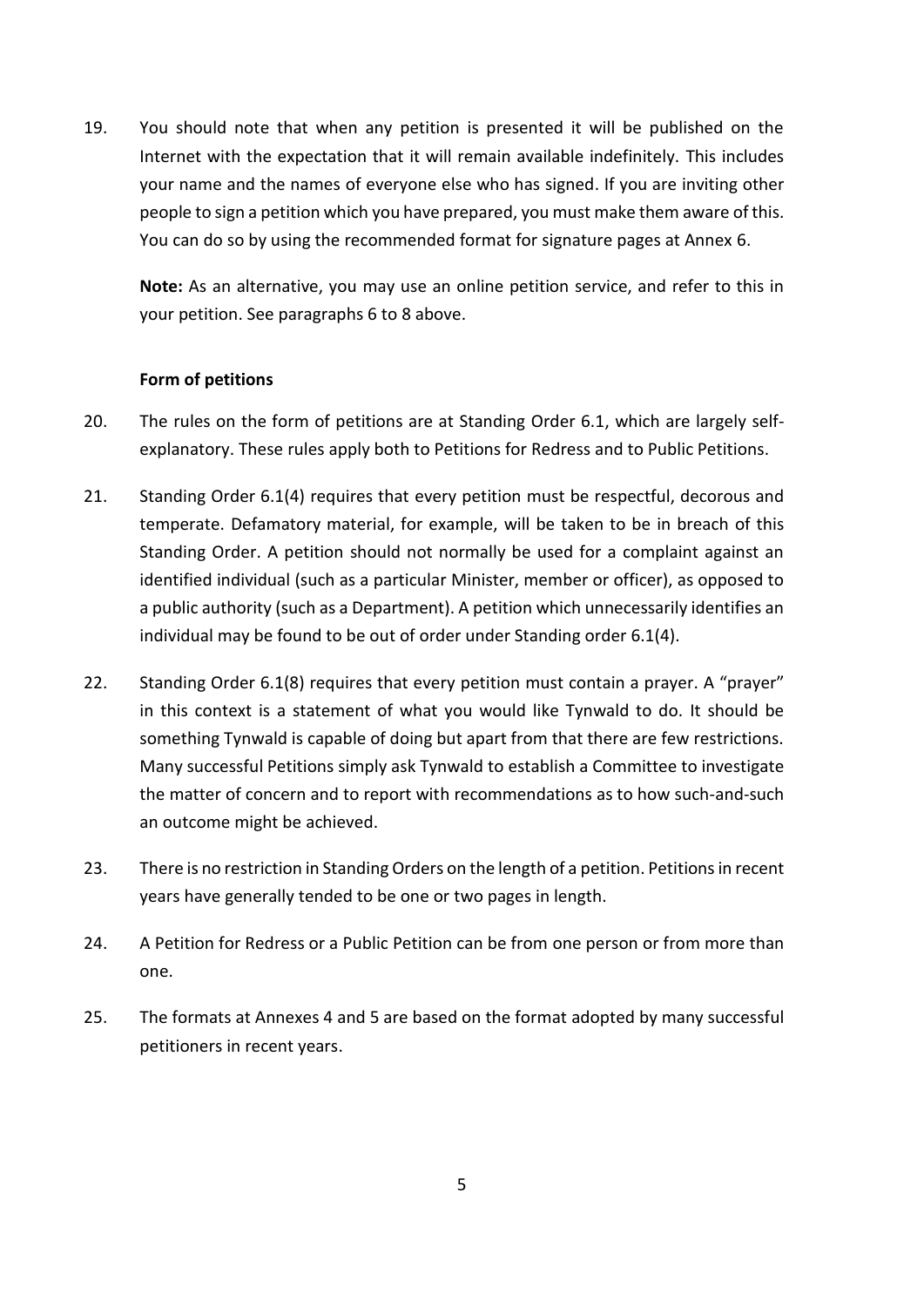19. You should note that when any petition is presented it will be published on the Internet with the expectation that it will remain available indefinitely. This includes your name and the names of everyone else who has signed. If you are inviting other people to sign a petition which you have prepared, you must make them aware of this. You can do so by using the recommended format for signature pages at Annex 6.

    **Note:** As an alternative, you may use an online petition service, and refer to this in your petition. See paragraphs 6 to 8 above.

### Form of petitions

20. The rules on the form of petitions are at Standing Order 6.1, which are largely self-explanatory. These rules apply both to Petitions for Redress and to Public Petitions.

21. Standing Order 6.1(4) requires that every petition must be respectful, decorous and temperate. Defamatory material, for example, will be taken to be in breach of this Standing Order. A petition should not normally be used for a complaint against an identified individual (such as a particular Minister, member or officer), as opposed to a public authority (such as a Department). A petition which unnecessarily identifies an individual may be found to be out of order under Standing order 6.1(4).

22. Standing Order 6.1(8) requires that every petition must contain a prayer. A "prayer" in this context is a statement of what you would like Tynwald to do. It should be something Tynwald is capable of doing but apart from that there are few restrictions. Many successful Petitions simply ask Tynwald to establish a Committee to investigate the matter of concern and to report with recommendations as to how such-and-such an outcome might be achieved.

23. There is no restriction in Standing Orders on the length of a petition. Petitions in recent years have generally tended to be one or two pages in length.

24. A Petition for Redress or a Public Petition can be from one person or from more than one.

25. The formats at Annexes 4 and 5 are based on the format adopted by many successful petitioners in recent years.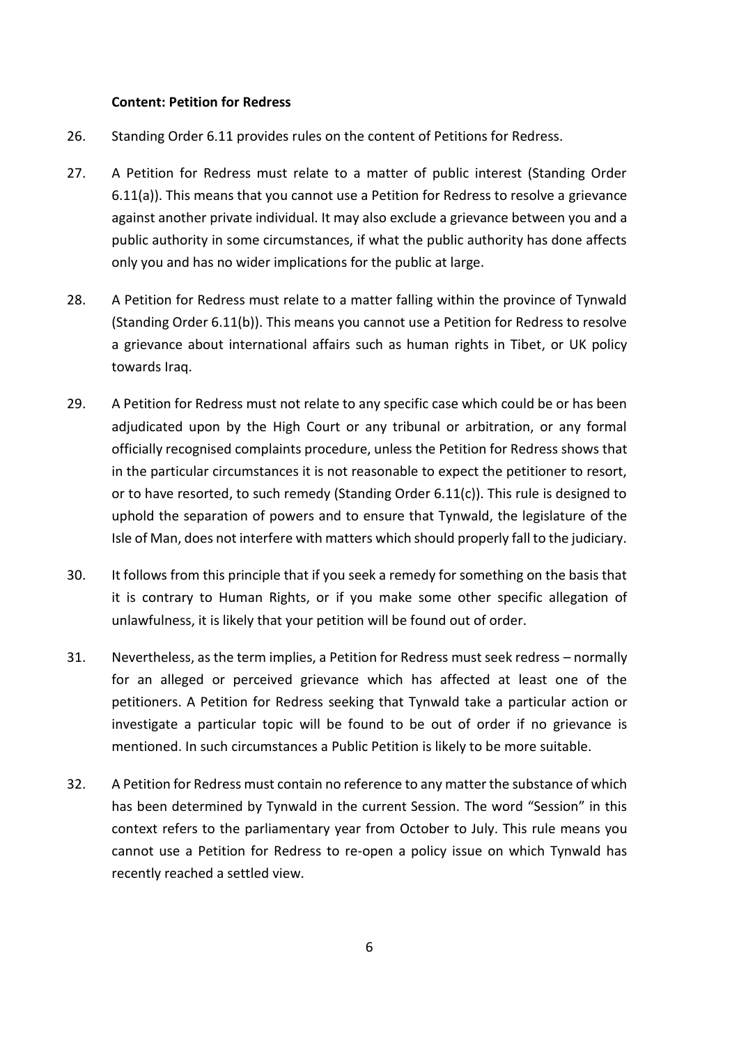**Content: Petition for Redress**

26. Standing Order 6.11 provides rules on the content of Petitions for Redress.

27. A Petition for Redress must relate to a matter of public interest (Standing Order 6.11(a)). This means that you cannot use a Petition for Redress to resolve a grievance against another private individual. It may also exclude a grievance between you and a public authority in some circumstances, if what the public authority has done affects only you and has no wider implications for the public at large.

28. A Petition for Redress must relate to a matter falling within the province of Tynwald (Standing Order 6.11(b)). This means you cannot use a Petition for Redress to resolve a grievance about international affairs such as human rights in Tibet, or UK policy towards Iraq.

29. A Petition for Redress must not relate to any specific case which could be or has been adjudicated upon by the High Court or any tribunal or arbitration, or any formal officially recognised complaints procedure, unless the Petition for Redress shows that in the particular circumstances it is not reasonable to expect the petitioner to resort, or to have resorted, to such remedy (Standing Order 6.11(c)). This rule is designed to uphold the separation of powers and to ensure that Tynwald, the legislature of the Isle of Man, does not interfere with matters which should properly fall to the judiciary.

30. It follows from this principle that if you seek a remedy for something on the basis that it is contrary to Human Rights, or if you make some other specific allegation of unlawfulness, it is likely that your petition will be found out of order.

31. Nevertheless, as the term implies, a Petition for Redress must seek redress – normally for an alleged or perceived grievance which has affected at least one of the petitioners. A Petition for Redress seeking that Tynwald take a particular action or investigate a particular topic will be found to be out of order if no grievance is mentioned. In such circumstances a Public Petition is likely to be more suitable.

32. A Petition for Redress must contain no reference to any matter the substance of which has been determined by Tynwald in the current Session. The word "Session" in this context refers to the parliamentary year from October to July. This rule means you cannot use a Petition for Redress to re-open a policy issue on which Tynwald has recently reached a settled view.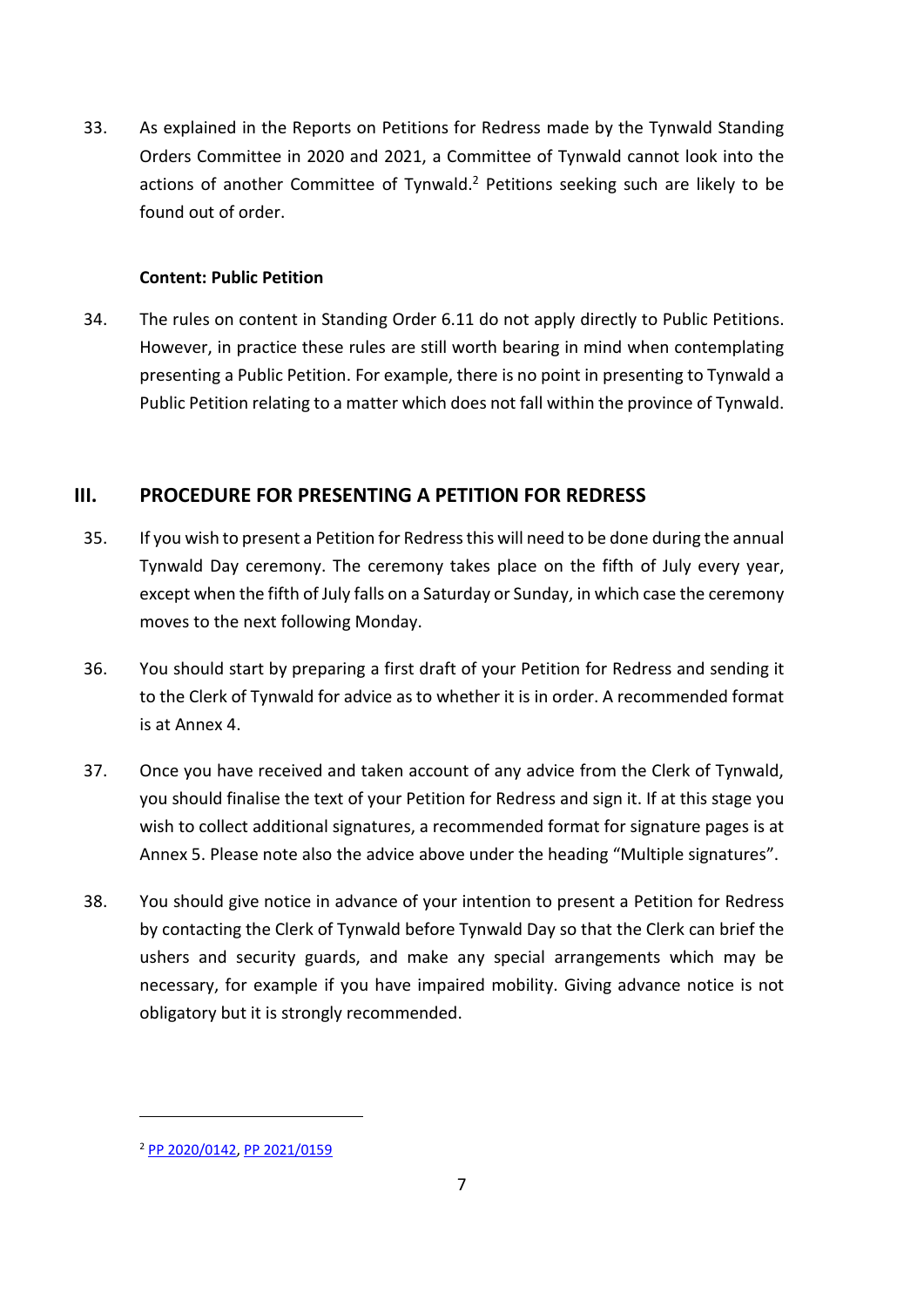33. As explained in the Reports on Petitions for Redress made by the Tynwald Standing Orders Committee in 2020 and 2021, a Committee of Tynwald cannot look into the actions of another Committee of Tynwald.[2] Petitions seeking such are likely to be found out of order.

**Content: Public Petition**

34. The rules on content in Standing Order 6.11 do not apply directly to Public Petitions. However, in practice these rules are still worth bearing in mind when contemplating presenting a Public Petition. For example, there is no point in presenting to Tynwald a Public Petition relating to a matter which does not fall within the province of Tynwald.

## III. PROCEDURE FOR PRESENTING A PETITION FOR REDRESS

35. If you wish to present a Petition for Redress this will need to be done during the annual Tynwald Day ceremony. The ceremony takes place on the fifth of July every year, except when the fifth of July falls on a Saturday or Sunday, in which case the ceremony moves to the next following Monday.

36. You should start by preparing a first draft of your Petition for Redress and sending it to the Clerk of Tynwald for advice as to whether it is in order. A recommended format is at Annex 4.

37. Once you have received and taken account of any advice from the Clerk of Tynwald, you should finalise the text of your Petition for Redress and sign it. If at this stage you wish to collect additional signatures, a recommended format for signature pages is at Annex 5. Please note also the advice above under the heading "Multiple signatures".

38. You should give notice in advance of your intention to present a Petition for Redress by contacting the Clerk of Tynwald before Tynwald Day so that the Clerk can brief the ushers and security guards, and make any special arrangements which may be necessary, for example if you have impaired mobility. Giving advance notice is not obligatory but it is strongly recommended.

---

[2] PP 2020/0142, PP 2021/0159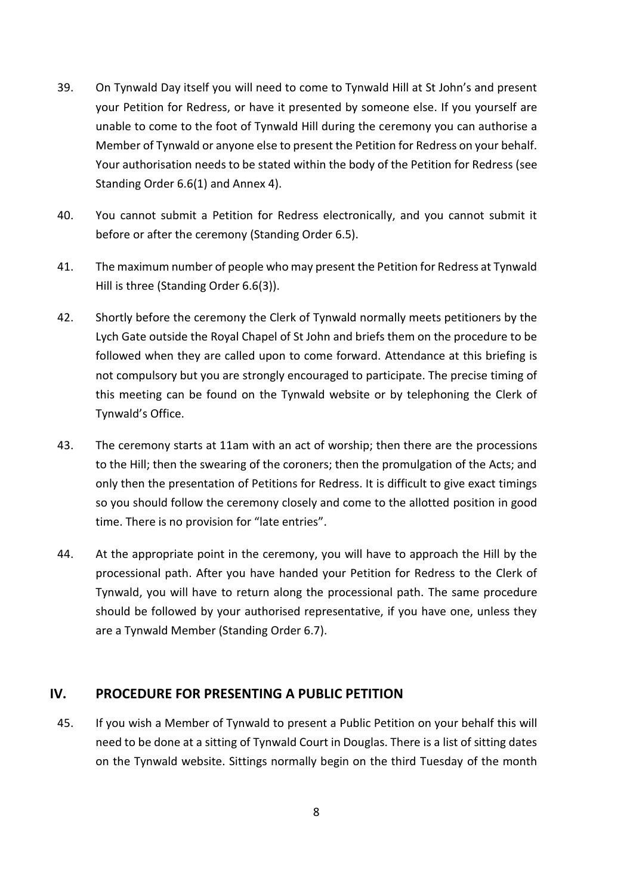39. On Tynwald Day itself you will need to come to Tynwald Hill at St John's and present your Petition for Redress, or have it presented by someone else. If you yourself are unable to come to the foot of Tynwald Hill during the ceremony you can authorise a Member of Tynwald or anyone else to present the Petition for Redress on your behalf. Your authorisation needs to be stated within the body of the Petition for Redress (see Standing Order 6.6(1) and Annex 4).

40. You cannot submit a Petition for Redress electronically, and you cannot submit it before or after the ceremony (Standing Order 6.5).

41. The maximum number of people who may present the Petition for Redress at Tynwald Hill is three (Standing Order 6.6(3)).

42. Shortly before the ceremony the Clerk of Tynwald normally meets petitioners by the Lych Gate outside the Royal Chapel of St John and briefs them on the procedure to be followed when they are called upon to come forward. Attendance at this briefing is not compulsory but you are strongly encouraged to participate. The precise timing of this meeting can be found on the Tynwald website or by telephoning the Clerk of Tynwald's Office.

43. The ceremony starts at 11am with an act of worship; then there are the processions to the Hill; then the swearing of the coroners; then the promulgation of the Acts; and only then the presentation of Petitions for Redress. It is difficult to give exact timings so you should follow the ceremony closely and come to the allotted position in good time. There is no provision for "late entries".

44. At the appropriate point in the ceremony, you will have to approach the Hill by the processional path. After you have handed your Petition for Redress to the Clerk of Tynwald, you will have to return along the processional path. The same procedure should be followed by your authorised representative, if you have one, unless they are a Tynwald Member (Standing Order 6.7).

## IV. PROCEDURE FOR PRESENTING A PUBLIC PETITION

45. If you wish a Member of Tynwald to present a Public Petition on your behalf this will need to be done at a sitting of Tynwald Court in Douglas. There is a list of sitting dates on the Tynwald website. Sittings normally begin on the third Tuesday of the month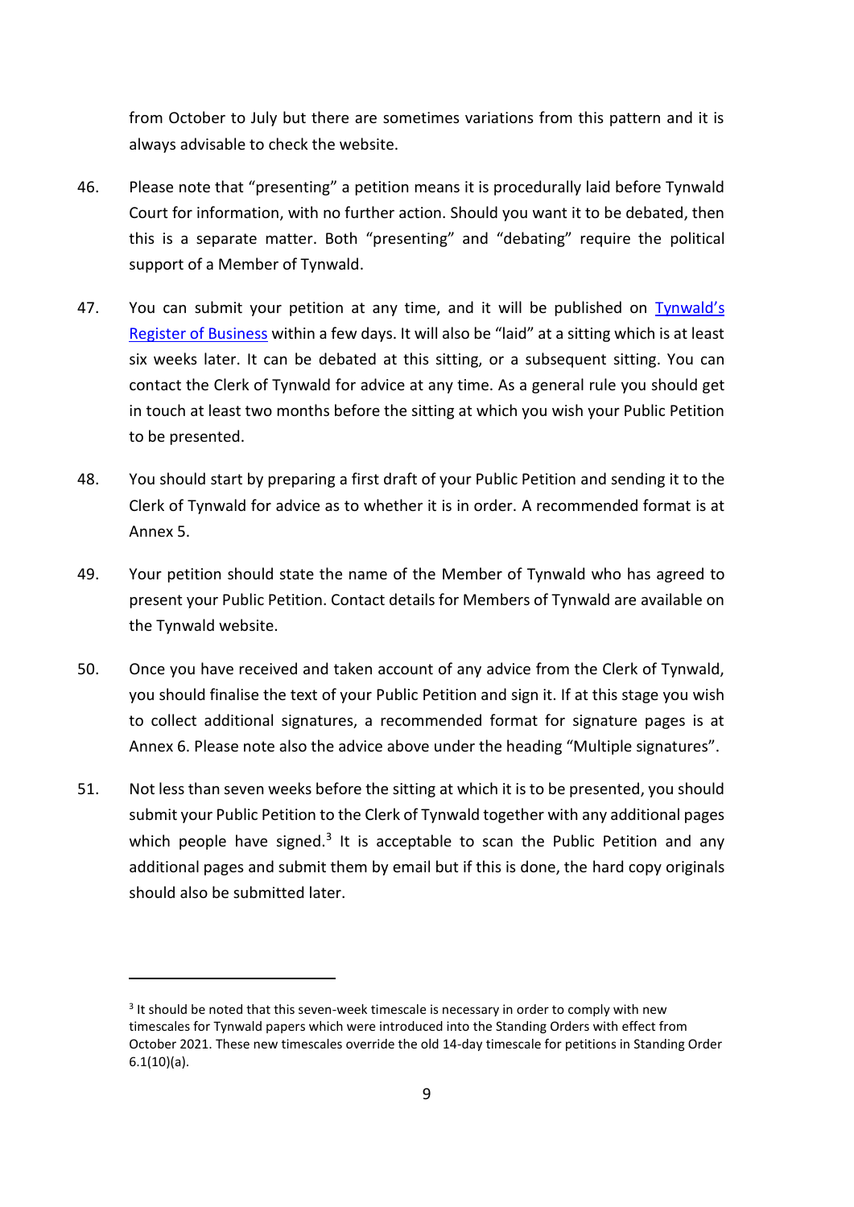from October to July but there are sometimes variations from this pattern and it is always advisable to check the website.

46. Please note that "presenting" a petition means it is procedurally laid before Tynwald Court for information, with no further action. Should you want it to be debated, then this is a separate matter. Both "presenting" and "debating" require the political support of a Member of Tynwald.

47. You can submit your petition at any time, and it will be published on Tynwald's Register of Business within a few days. It will also be "laid" at a sitting which is at least six weeks later. It can be debated at this sitting, or a subsequent sitting. You can contact the Clerk of Tynwald for advice at any time. As a general rule you should get in touch at least two months before the sitting at which you wish your Public Petition to be presented.

48. You should start by preparing a first draft of your Public Petition and sending it to the Clerk of Tynwald for advice as to whether it is in order. A recommended format is at Annex 5.

49. Your petition should state the name of the Member of Tynwald who has agreed to present your Public Petition. Contact details for Members of Tynwald are available on the Tynwald website.

50. Once you have received and taken account of any advice from the Clerk of Tynwald, you should finalise the text of your Public Petition and sign it. If at this stage you wish to collect additional signatures, a recommended format for signature pages is at Annex 6. Please note also the advice above under the heading "Multiple signatures".

51. Not less than seven weeks before the sitting at which it is to be presented, you should submit your Public Petition to the Clerk of Tynwald together with any additional pages which people have signed.[3] It is acceptable to scan the Public Petition and any additional pages and submit them by email but if this is done, the hard copy originals should also be submitted later.

---

[3] It should be noted that this seven-week timescale is necessary in order to comply with new timescales for Tynwald papers which were introduced into the Standing Orders with effect from October 2021. These new timescales override the old 14-day timescale for petitions in Standing Order 6.1(10)(a).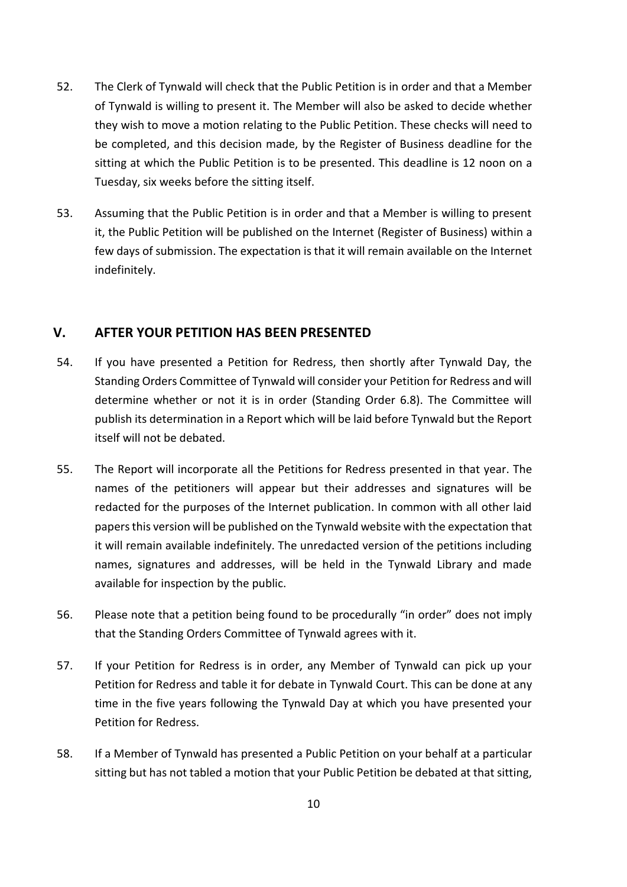52. The Clerk of Tynwald will check that the Public Petition is in order and that a Member of Tynwald is willing to present it. The Member will also be asked to decide whether they wish to move a motion relating to the Public Petition. These checks will need to be completed, and this decision made, by the Register of Business deadline for the sitting at which the Public Petition is to be presented. This deadline is 12 noon on a Tuesday, six weeks before the sitting itself.

53. Assuming that the Public Petition is in order and that a Member is willing to present it, the Public Petition will be published on the Internet (Register of Business) within a few days of submission. The expectation is that it will remain available on the Internet indefinitely.

## V. AFTER YOUR PETITION HAS BEEN PRESENTED

54. If you have presented a Petition for Redress, then shortly after Tynwald Day, the Standing Orders Committee of Tynwald will consider your Petition for Redress and will determine whether or not it is in order (Standing Order 6.8). The Committee will publish its determination in a Report which will be laid before Tynwald but the Report itself will not be debated.

55. The Report will incorporate all the Petitions for Redress presented in that year. The names of the petitioners will appear but their addresses and signatures will be redacted for the purposes of the Internet publication. In common with all other laid papers this version will be published on the Tynwald website with the expectation that it will remain available indefinitely. The unredacted version of the petitions including names, signatures and addresses, will be held in the Tynwald Library and made available for inspection by the public.

56. Please note that a petition being found to be procedurally "in order" does not imply that the Standing Orders Committee of Tynwald agrees with it.

57. If your Petition for Redress is in order, any Member of Tynwald can pick up your Petition for Redress and table it for debate in Tynwald Court. This can be done at any time in the five years following the Tynwald Day at which you have presented your Petition for Redress.

58. If a Member of Tynwald has presented a Public Petition on your behalf at a particular sitting but has not tabled a motion that your Public Petition be debated at that sitting,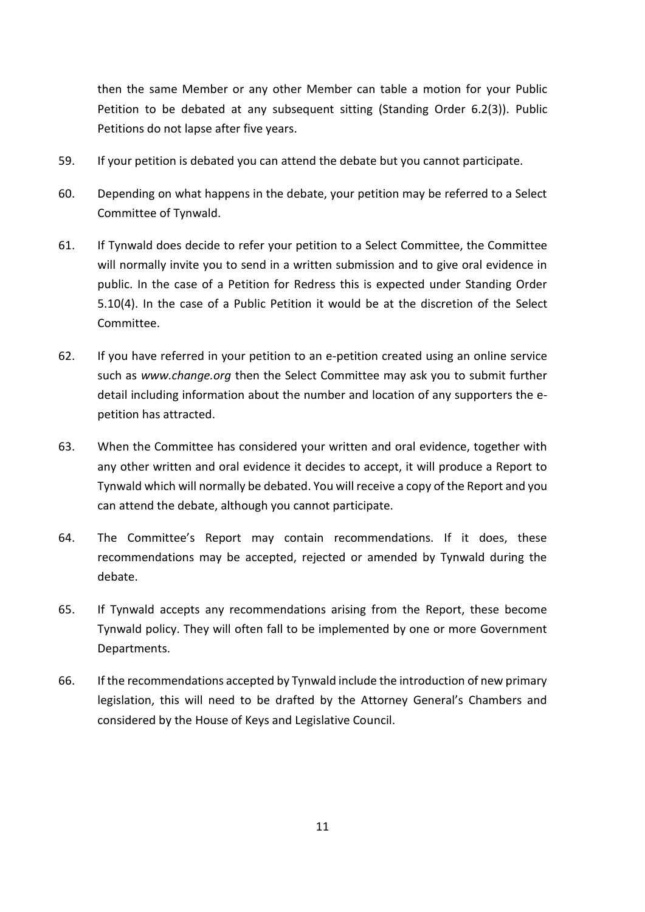then the same Member or any other Member can table a motion for your Public Petition to be debated at any subsequent sitting (Standing Order 6.2(3)). Public Petitions do not lapse after five years.

59. If your petition is debated you can attend the debate but you cannot participate.

60. Depending on what happens in the debate, your petition may be referred to a Select Committee of Tynwald.

61. If Tynwald does decide to refer your petition to a Select Committee, the Committee will normally invite you to send in a written submission and to give oral evidence in public. In the case of a Petition for Redress this is expected under Standing Order 5.10(4). In the case of a Public Petition it would be at the discretion of the Select Committee.

62. If you have referred in your petition to an e-petition created using an online service such as *www.change.org* then the Select Committee may ask you to submit further detail including information about the number and location of any supporters the e-petition has attracted.

63. When the Committee has considered your written and oral evidence, together with any other written and oral evidence it decides to accept, it will produce a Report to Tynwald which will normally be debated. You will receive a copy of the Report and you can attend the debate, although you cannot participate.

64. The Committee's Report may contain recommendations. If it does, these recommendations may be accepted, rejected or amended by Tynwald during the debate.

65. If Tynwald accepts any recommendations arising from the Report, these become Tynwald policy. They will often fall to be implemented by one or more Government Departments.

66. If the recommendations accepted by Tynwald include the introduction of new primary legislation, this will need to be drafted by the Attorney General's Chambers and considered by the House of Keys and Legislative Council.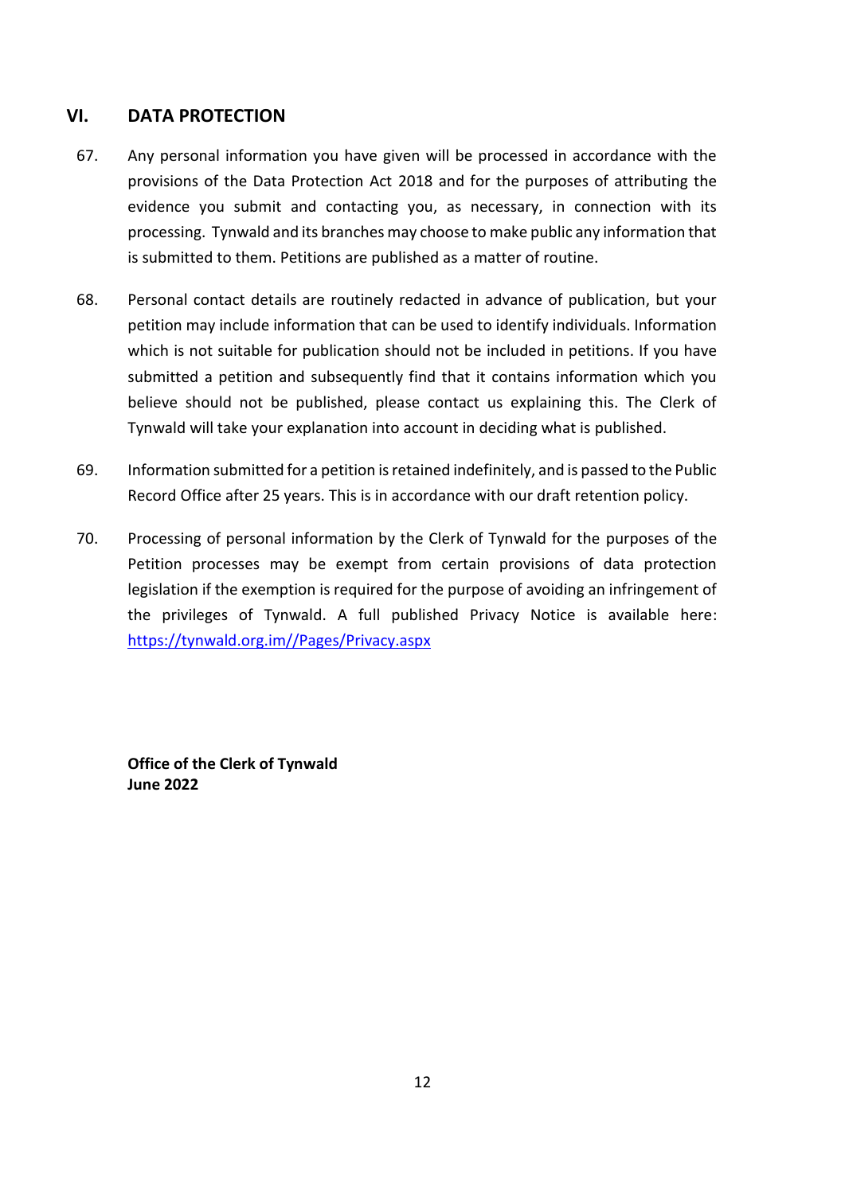## VI. DATA PROTECTION

67. Any personal information you have given will be processed in accordance with the provisions of the Data Protection Act 2018 and for the purposes of attributing the evidence you submit and contacting you, as necessary, in connection with its processing. Tynwald and its branches may choose to make public any information that is submitted to them. Petitions are published as a matter of routine.

68. Personal contact details are routinely redacted in advance of publication, but your petition may include information that can be used to identify individuals. Information which is not suitable for publication should not be included in petitions. If you have submitted a petition and subsequently find that it contains information which you believe should not be published, please contact us explaining this. The Clerk of Tynwald will take your explanation into account in deciding what is published.

69. Information submitted for a petition is retained indefinitely, and is passed to the Public Record Office after 25 years. This is in accordance with our draft retention policy.

70. Processing of personal information by the Clerk of Tynwald for the purposes of the Petition processes may be exempt from certain provisions of data protection legislation if the exemption is required for the purpose of avoiding an infringement of the privileges of Tynwald. A full published Privacy Notice is available here: [https://tynwald.org.im//Pages/Privacy.aspx](https://tynwald.org.im//Pages/Privacy.aspx)

**Office of the Clerk of Tynwald**
**June 2022**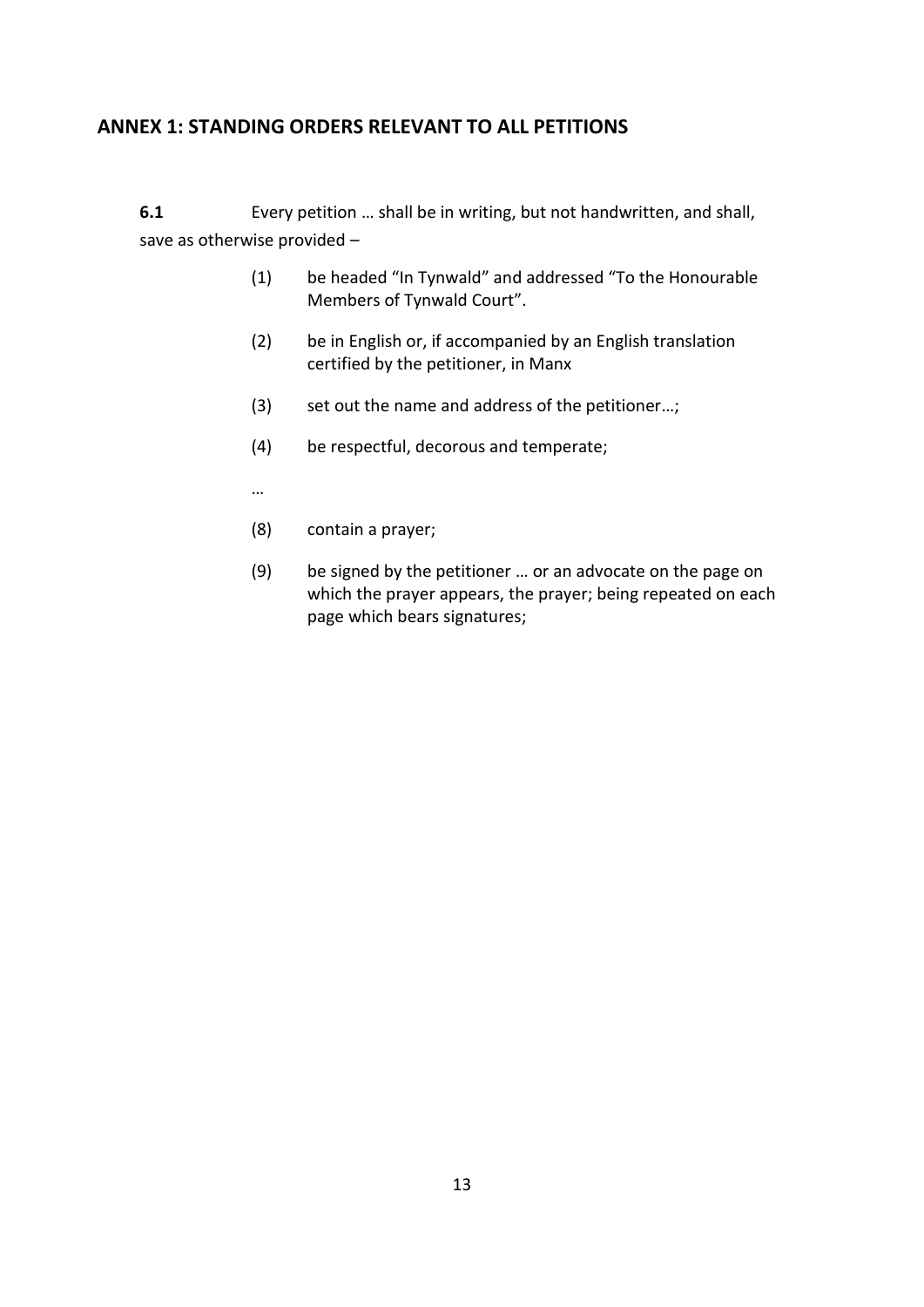## ANNEX 1: STANDING ORDERS RELEVANT TO ALL PETITIONS

**6.1** Every petition … shall be in writing, but not handwritten, and shall, save as otherwise provided –

(1) be headed "In Tynwald" and addressed "To the Honourable Members of Tynwald Court".

(2) be in English or, if accompanied by an English translation certified by the petitioner, in Manx

(3) set out the name and address of the petitioner…;

(4) be respectful, decorous and temperate;

…

(8) contain a prayer;

(9) be signed by the petitioner … or an advocate on the page on which the prayer appears, the prayer; being repeated on each page which bears signatures;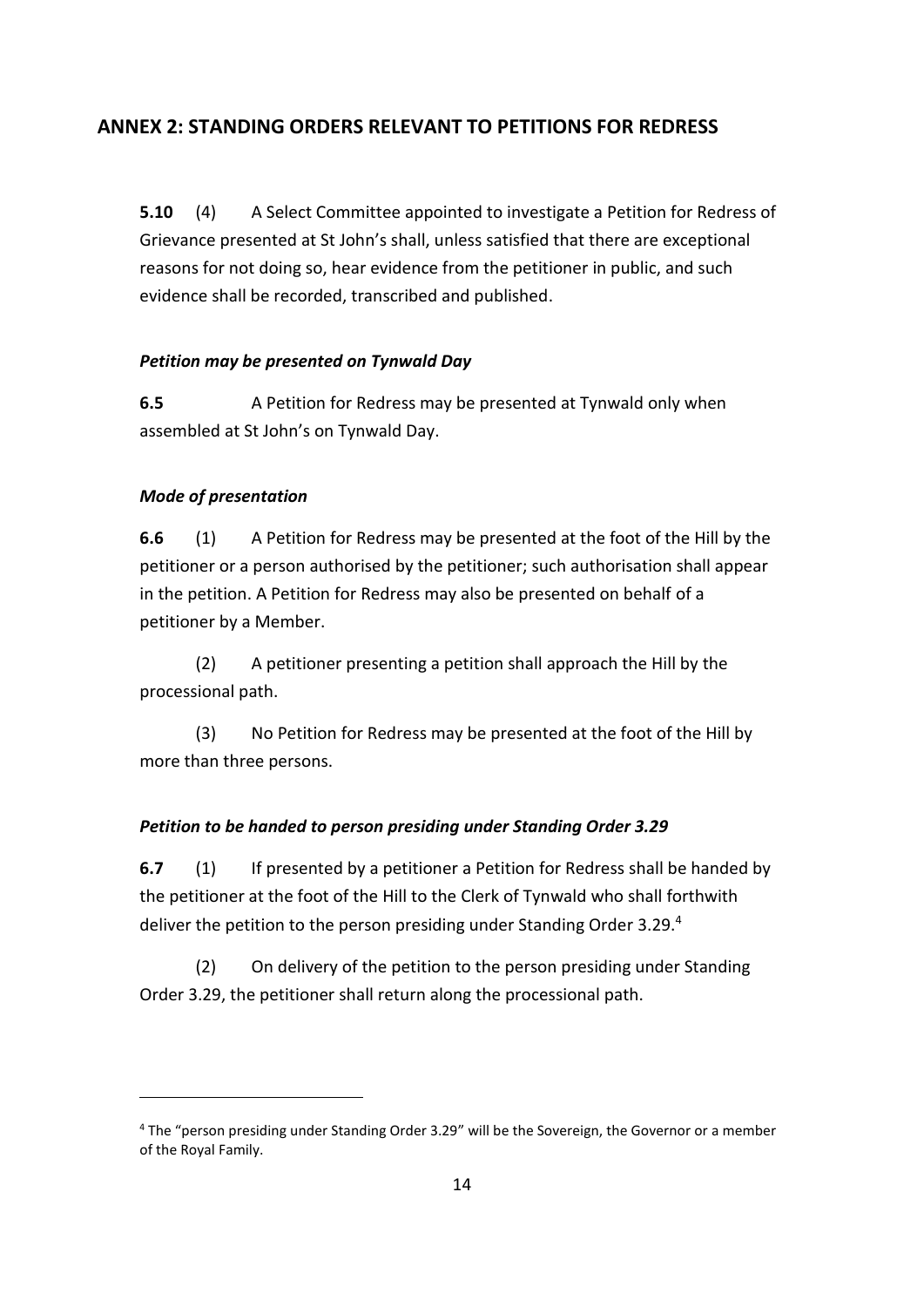## ANNEX 2: STANDING ORDERS RELEVANT TO PETITIONS FOR REDRESS

**5.10** (4) A Select Committee appointed to investigate a Petition for Redress of Grievance presented at St John's shall, unless satisfied that there are exceptional reasons for not doing so, hear evidence from the petitioner in public, and such evidence shall be recorded, transcribed and published.

***Petition may be presented on Tynwald Day***

**6.5** A Petition for Redress may be presented at Tynwald only when assembled at St John's on Tynwald Day.

***Mode of presentation***

**6.6** (1) A Petition for Redress may be presented at the foot of the Hill by the petitioner or a person authorised by the petitioner; such authorisation shall appear in the petition. A Petition for Redress may also be presented on behalf of a petitioner by a Member.

(2) A petitioner presenting a petition shall approach the Hill by the processional path.

(3) No Petition for Redress may be presented at the foot of the Hill by more than three persons.

***Petition to be handed to person presiding under Standing Order 3.29***

**6.7** (1) If presented by a petitioner a Petition for Redress shall be handed by the petitioner at the foot of the Hill to the Clerk of Tynwald who shall forthwith deliver the petition to the person presiding under Standing Order 3.29.[4]

(2) On delivery of the petition to the person presiding under Standing Order 3.29, the petitioner shall return along the processional path.

---

[4] The "person presiding under Standing Order 3.29" will be the Sovereign, the Governor or a member of the Royal Family.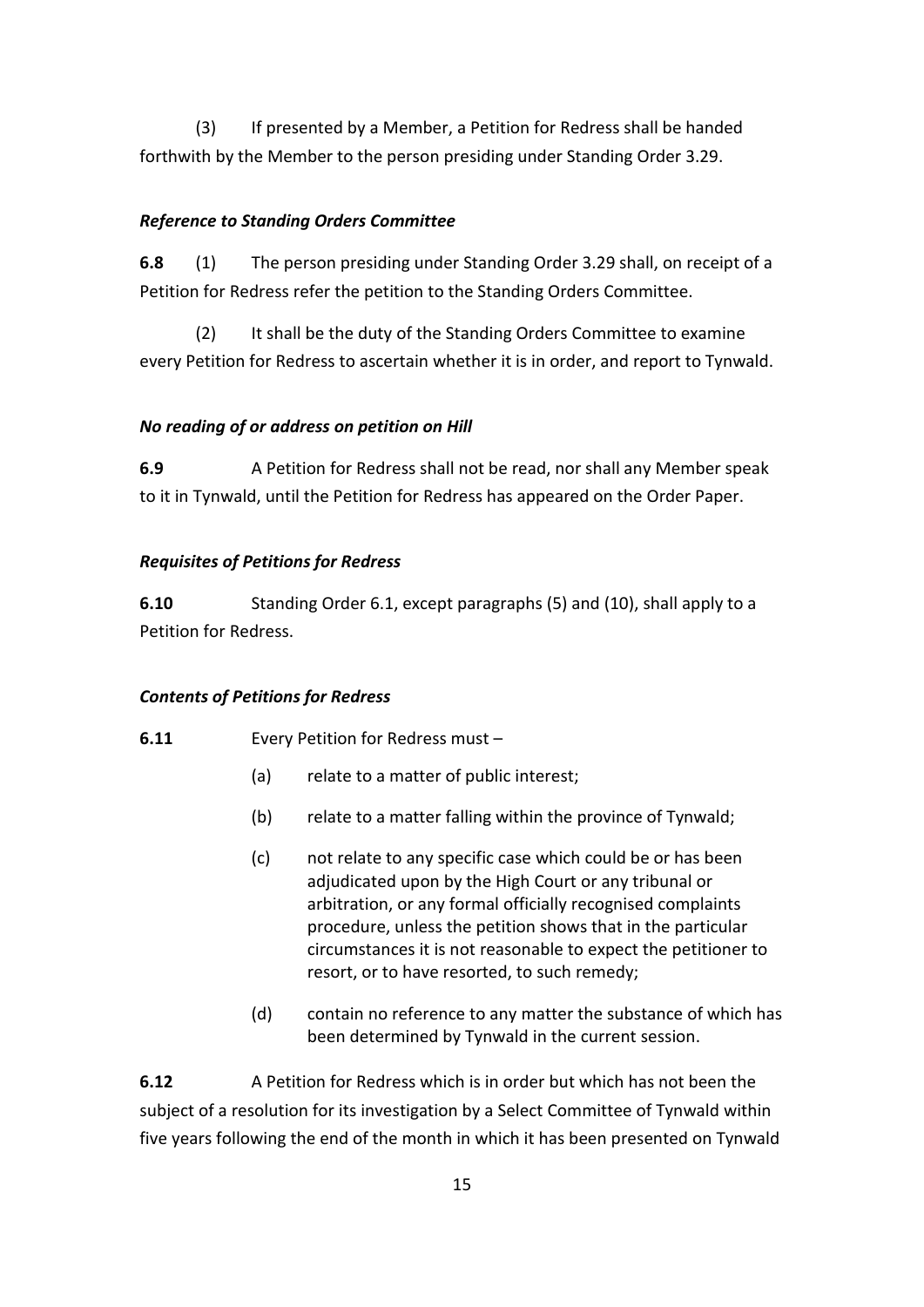(3) If presented by a Member, a Petition for Redress shall be handed forthwith by the Member to the person presiding under Standing Order 3.29.

***Reference to Standing Orders Committee***

**6.8** (1) The person presiding under Standing Order 3.29 shall, on receipt of a Petition for Redress refer the petition to the Standing Orders Committee.

(2) It shall be the duty of the Standing Orders Committee to examine every Petition for Redress to ascertain whether it is in order, and report to Tynwald.

***No reading of or address on petition on Hill***

**6.9** A Petition for Redress shall not be read, nor shall any Member speak to it in Tynwald, until the Petition for Redress has appeared on the Order Paper.

***Requisites of Petitions for Redress***

**6.10** Standing Order 6.1, except paragraphs (5) and (10), shall apply to a Petition for Redress.

***Contents of Petitions for Redress***

**6.11** Every Petition for Redress must –

(a) relate to a matter of public interest;

(b) relate to a matter falling within the province of Tynwald;

(c) not relate to any specific case which could be or has been adjudicated upon by the High Court or any tribunal or arbitration, or any formal officially recognised complaints procedure, unless the petition shows that in the particular circumstances it is not reasonable to expect the petitioner to resort, or to have resorted, to such remedy;

(d) contain no reference to any matter the substance of which has been determined by Tynwald in the current session.

**6.12** A Petition for Redress which is in order but which has not been the subject of a resolution for its investigation by a Select Committee of Tynwald within five years following the end of the month in which it has been presented on Tynwald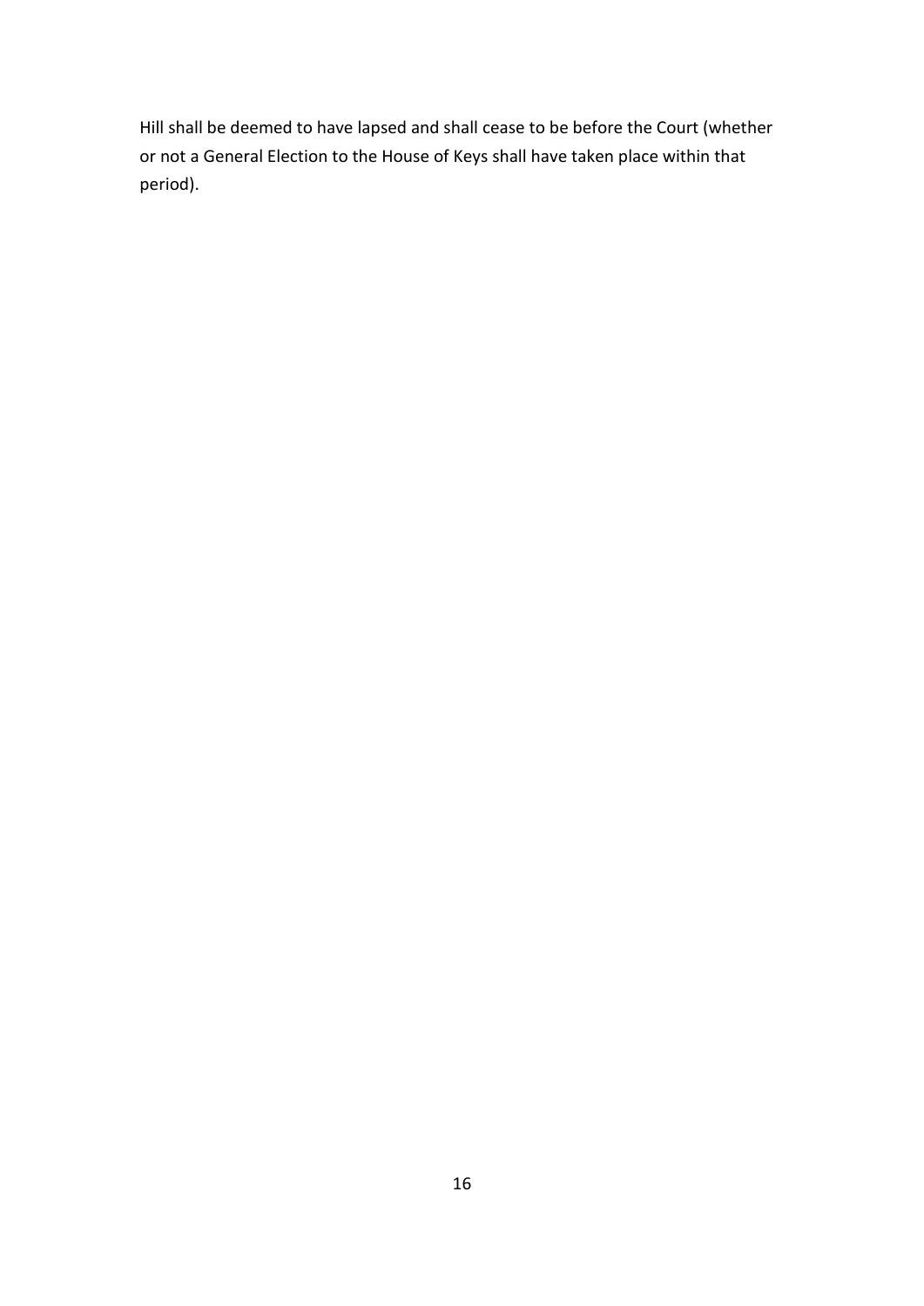Hill shall be deemed to have lapsed and shall cease to be before the Court (whether or not a General Election to the House of Keys shall have taken place within that period).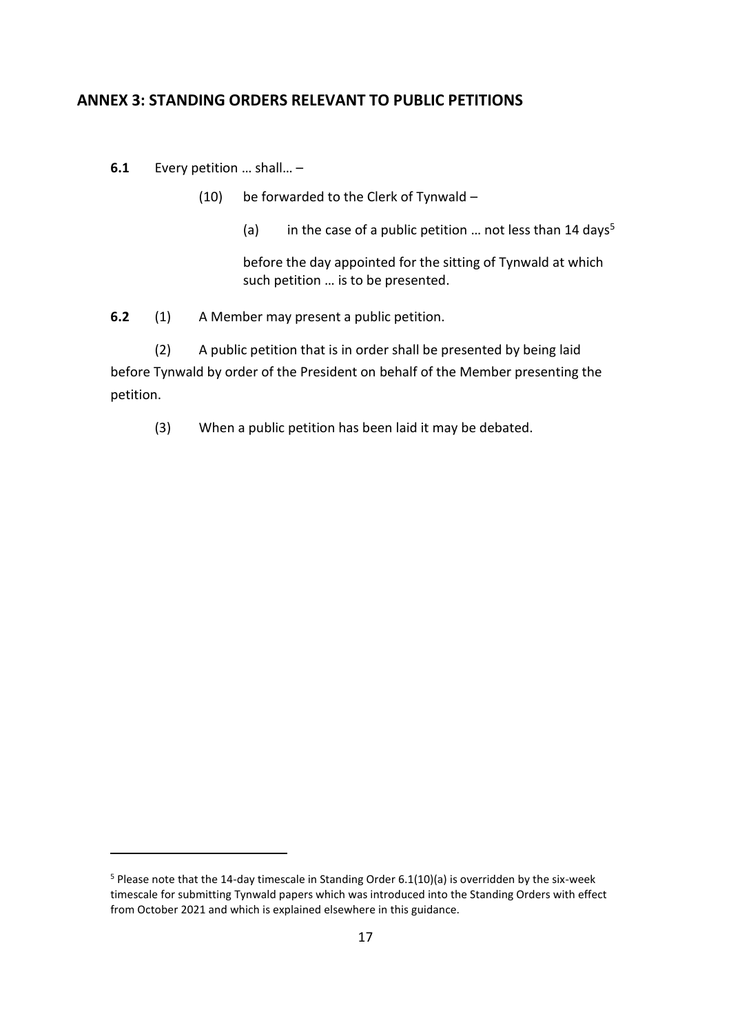## ANNEX 3: STANDING ORDERS RELEVANT TO PUBLIC PETITIONS

**6.1** Every petition … shall… –

(10) be forwarded to the Clerk of Tynwald –

(a) in the case of a public petition … not less than 14 days[5]

before the day appointed for the sitting of Tynwald at which such petition … is to be presented.

**6.2** (1) A Member may present a public petition.

(2) A public petition that is in order shall be presented by being laid before Tynwald by order of the President on behalf of the Member presenting the petition.

(3) When a public petition has been laid it may be debated.

---

[5] Please note that the 14-day timescale in Standing Order 6.1(10)(a) is overridden by the six-week timescale for submitting Tynwald papers which was introduced into the Standing Orders with effect from October 2021 and which is explained elsewhere in this guidance.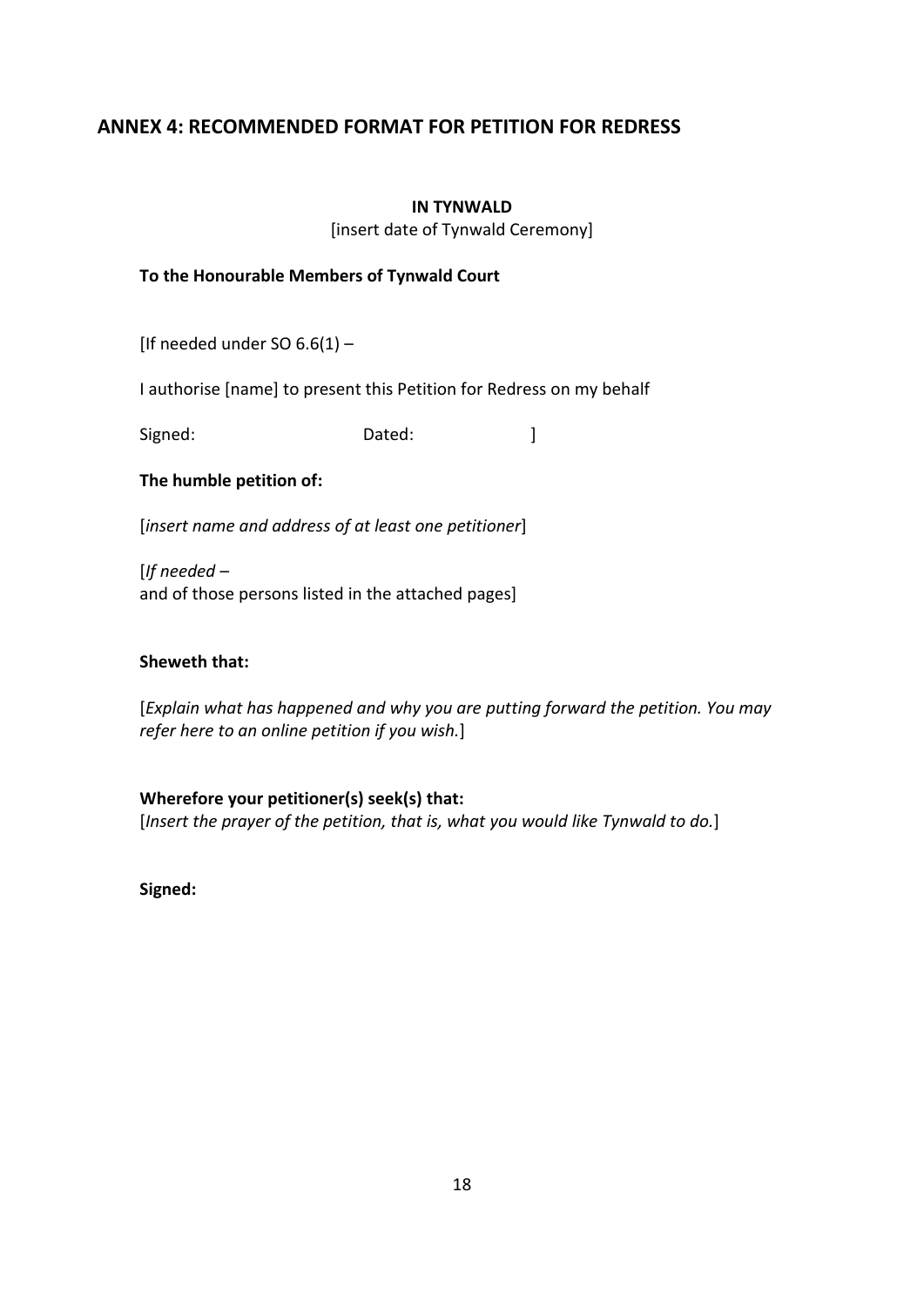## ANNEX 4: RECOMMENDED FORMAT FOR PETITION FOR REDRESS

**IN TYNWALD**

[insert date of Tynwald Ceremony]

**To the Honourable Members of Tynwald Court**

[If needed under SO 6.6(1) –

I authorise [name] to present this Petition for Redress on my behalf

Signed: Dated: ]

**The humble petition of:**

[*insert name and address of at least one petitioner*]

[*If needed* –
and of those persons listed in the attached pages]

**Sheweth that:**

[*Explain what has happened and why you are putting forward the petition. You may refer here to an online petition if you wish.*]

**Wherefore your petitioner(s) seek(s) that:**

[*Insert the prayer of the petition, that is, what you would like Tynwald to do.*]

**Signed:**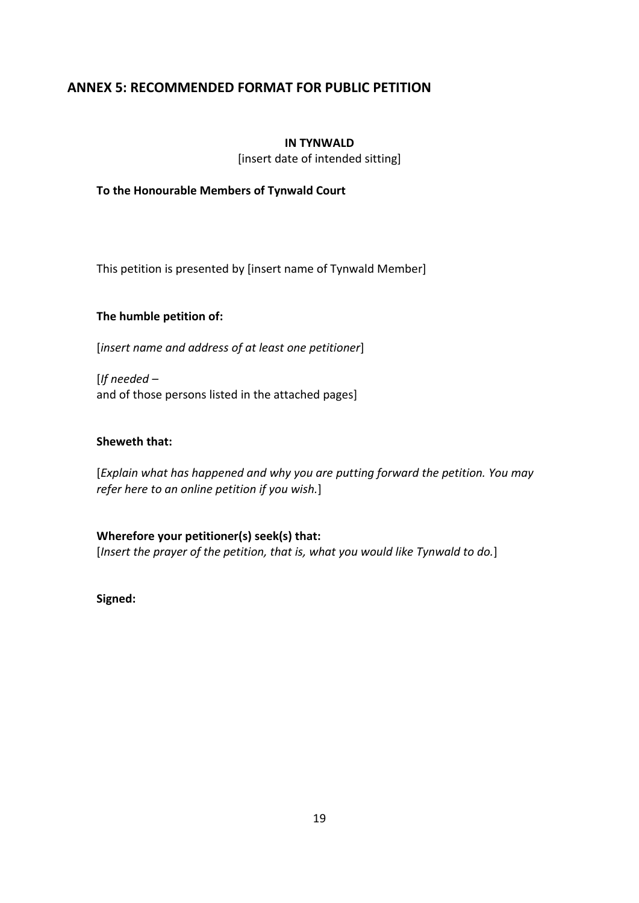## ANNEX 5: RECOMMENDED FORMAT FOR PUBLIC PETITION

**IN TYNWALD**

[insert date of intended sitting]

**To the Honourable Members of Tynwald Court**

This petition is presented by [insert name of Tynwald Member]

**The humble petition of:**

[*insert name and address of at least one petitioner*]

[*If needed* –
and of those persons listed in the attached pages]

**Sheweth that:**

[*Explain what has happened and why you are putting forward the petition. You may refer here to an online petition if you wish.*]

**Wherefore your petitioner(s) seek(s) that:**
[*Insert the prayer of the petition, that is, what you would like Tynwald to do.*]

**Signed:**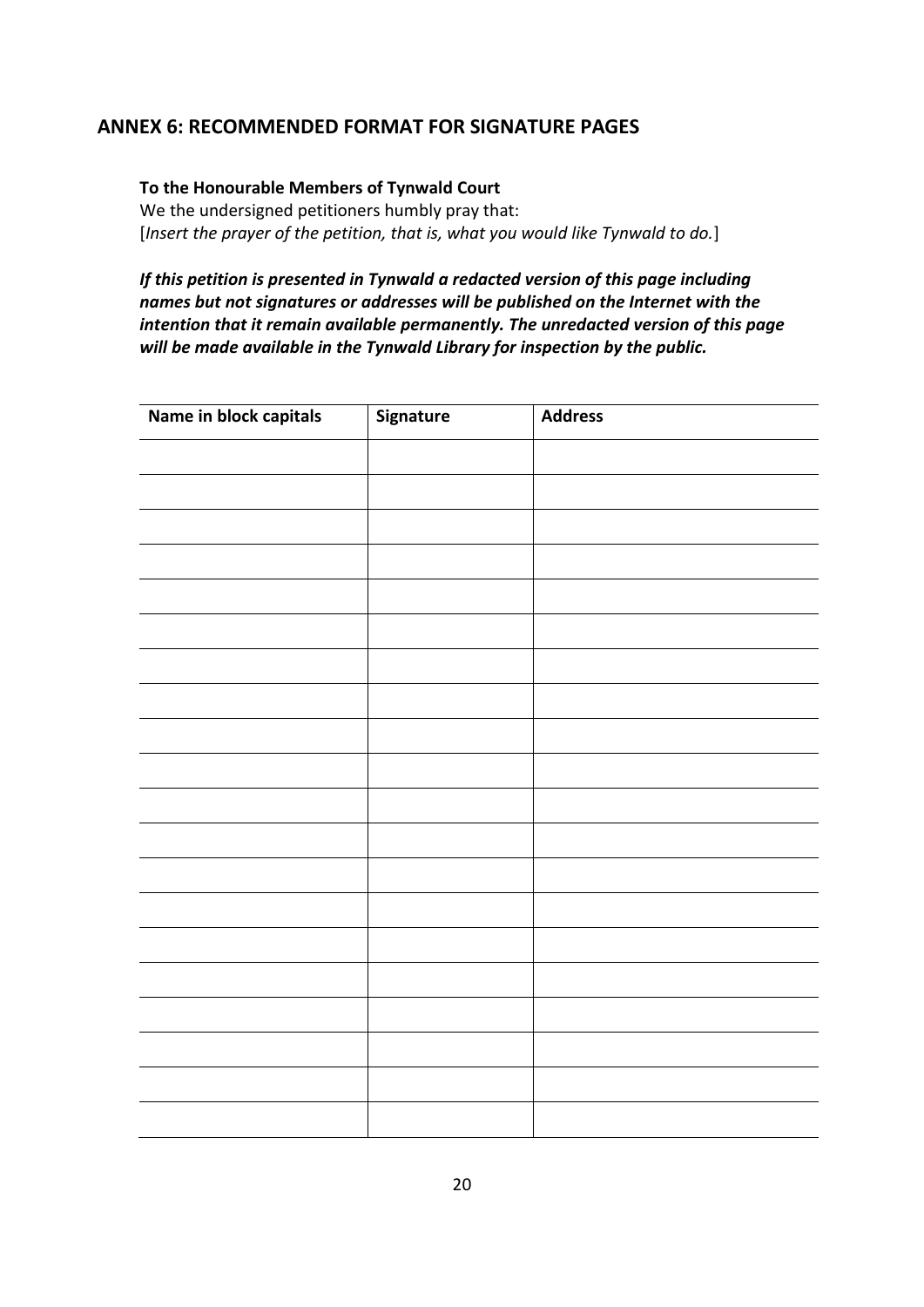## ANNEX 6: RECOMMENDED FORMAT FOR SIGNATURE PAGES

**To the Honourable Members of Tynwald Court**
We the undersigned petitioners humbly pray that:
[*Insert the prayer of the petition, that is, what you would like Tynwald to do.*]

***If this petition is presented in Tynwald a redacted version of this page including names but not signatures or addresses will be published on the Internet with the intention that it remain available permanently. The unredacted version of this page will be made available in the Tynwald Library for inspection by the public.***

| Name in block capitals | Signature | Address |
|---|---|---|
| | | |
| | | |
| | | |
| | | |
| | | |
| | | |
| | | |
| | | |
| | | |
| | | |
| | | |
| | | |
| | | |
| | | |
| | | |
| | | |
| | | |
| | | |
| | | |
| | | |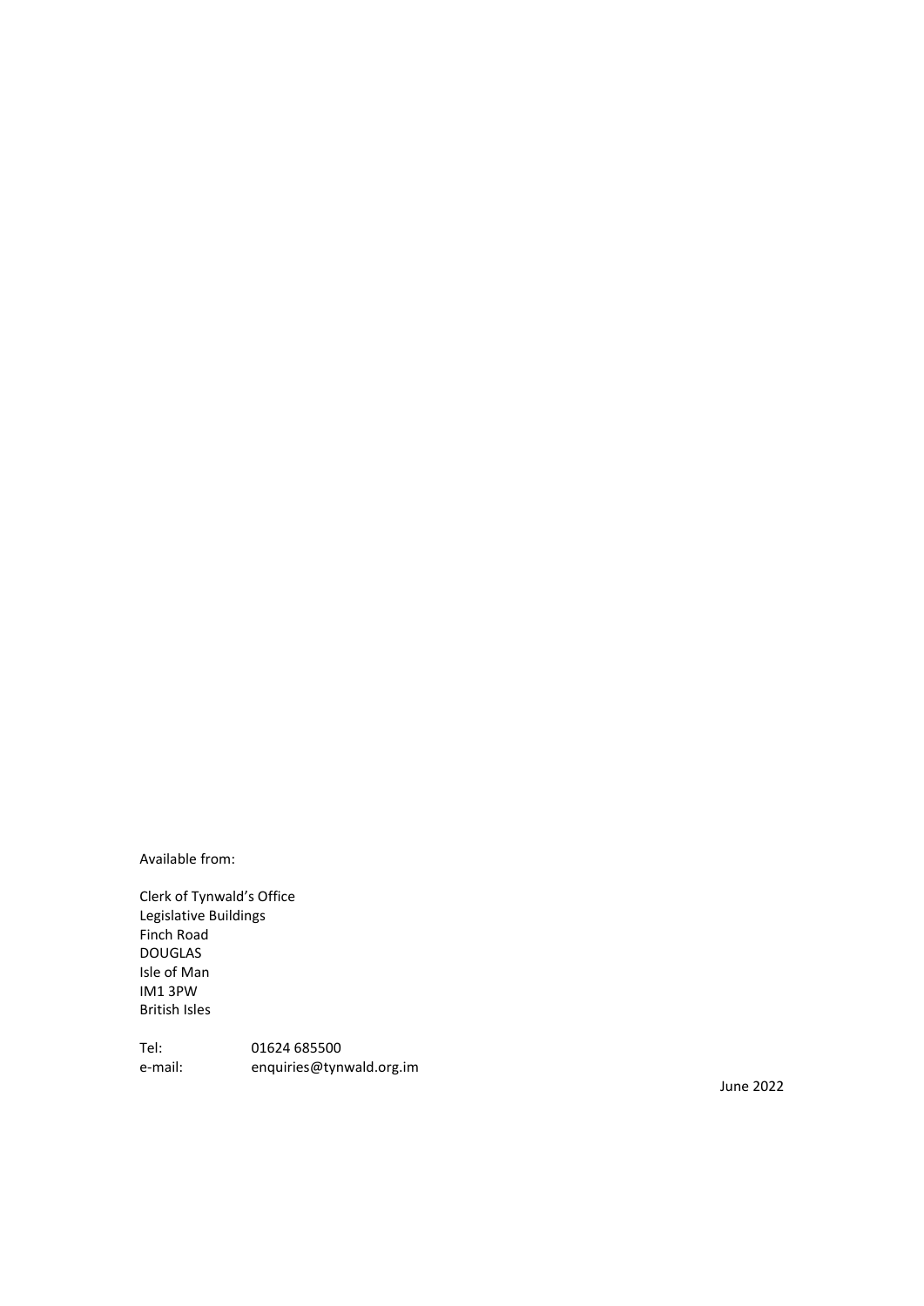Available from:

Clerk of Tynwald's Office
Legislative Buildings
Finch Road
DOUGLAS
Isle of Man
IM1 3PW
British Isles

Tel: 01624 685500
e-mail: enquiries@tynwald.org.im

June 2022